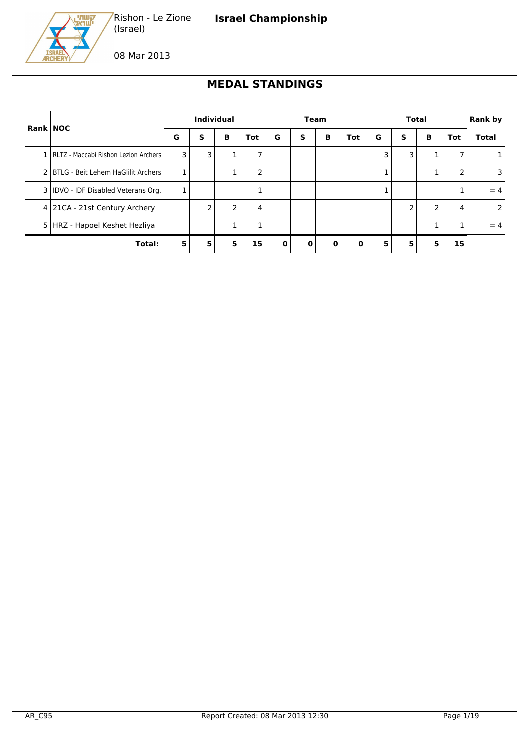Rishon - Le Zione (Israel)

**Israel Championship**

08 Mar 2013

# MEDAL STANDINGS

| Rank | NOC | Individual | | | | Team | | | | Total | | | | Rank by |
|---|---|---|---|---|---|---|---|---|---|---|---|---|---|---|
| | | G | S | B | Tot | G | S | B | Tot | G | S | B | Tot | Total |
| 1 | RLTZ - Maccabi Rishon Lezion Archers | 3 | 3 | 1 | 7 | | | | | 3 | 3 | 1 | 7 | 1 |
| 2 | BTLG - Beit Lehem HaGlilit Archers | 1 | | 1 | 2 | | | | | 1 | | 1 | 2 | 3 |
| 3 | IDVO - IDF Disabled Veterans Org. | 1 | | | 1 | | | | | 1 | | | 1 | = 4 |
| 4 | 21CA - 21st Century Archery | | 2 | 2 | 4 | | | | | | 2 | 2 | 4 | 2 |
| 5 | HRZ - Hapoel Keshet Hezliya | | | 1 | 1 | | | | | | | 1 | 1 | = 4 |
| | **Total:** | **5** | **5** | **5** | **15** | **0** | **0** | **0** | **0** | **5** | **5** | **5** | **15** | |

AR_C95 Report Created: 08 Mar 2013 12:30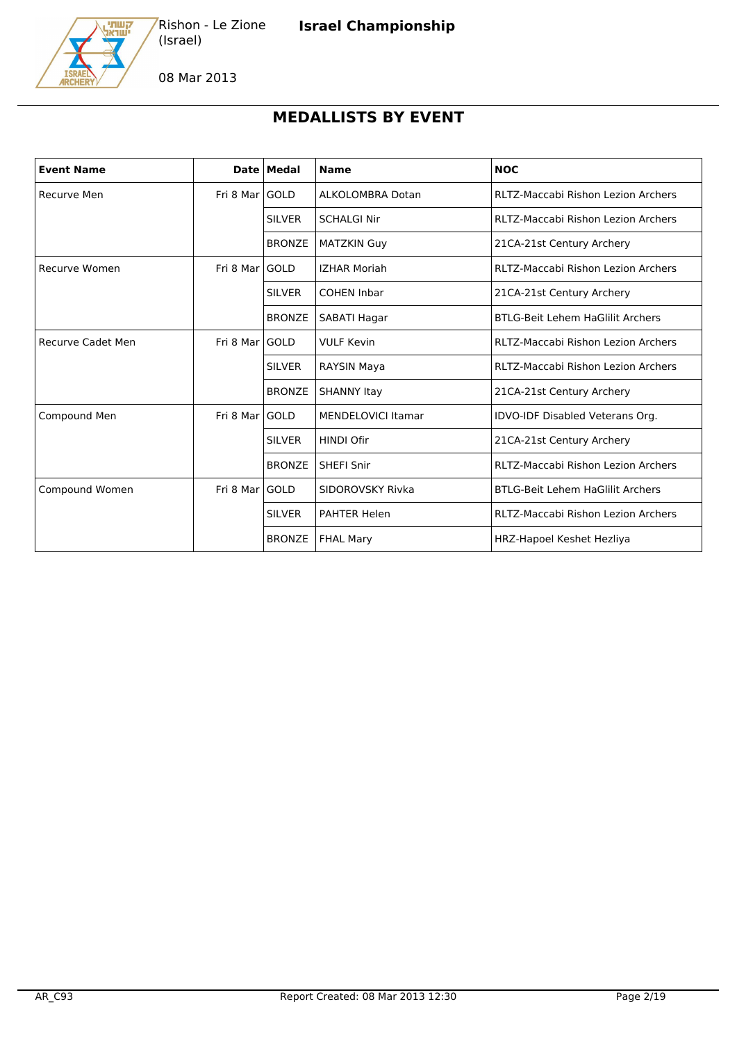Rishon - Le Zione (Israel)

**Israel Championship**

08 Mar 2013

## MEDALLISTS BY EVENT

| Event Name | Date | Medal | Name | NOC |
|---|---|---|---|---|
| Recurve Men | Fri 8 Mar | GOLD | ALKOLOMBRA Dotan | RLTZ-Maccabi Rishon Lezion Archers |
| | | SILVER | SCHALGI Nir | RLTZ-Maccabi Rishon Lezion Archers |
| | | BRONZE | MATZKIN Guy | 21CA-21st Century Archery |
| Recurve Women | Fri 8 Mar | GOLD | IZHAR Moriah | RLTZ-Maccabi Rishon Lezion Archers |
| | | SILVER | COHEN Inbar | 21CA-21st Century Archery |
| | | BRONZE | SABATI Hagar | BTLG-Beit Lehem HaGlilit Archers |
| Recurve Cadet Men | Fri 8 Mar | GOLD | VULF Kevin | RLTZ-Maccabi Rishon Lezion Archers |
| | | SILVER | RAYSIN Maya | RLTZ-Maccabi Rishon Lezion Archers |
| | | BRONZE | SHANNY Itay | 21CA-21st Century Archery |
| Compound Men | Fri 8 Mar | GOLD | MENDELOVICI Itamar | IDVO-IDF Disabled Veterans Org. |
| | | SILVER | HINDI Ofir | 21CA-21st Century Archery |
| | | BRONZE | SHEFI Snir | RLTZ-Maccabi Rishon Lezion Archers |
| Compound Women | Fri 8 Mar | GOLD | SIDOROVSKY Rivka | BTLG-Beit Lehem HaGlilit Archers |
| | | SILVER | PAHTER Helen | RLTZ-Maccabi Rishon Lezion Archers |
| | | BRONZE | FHAL Mary | HRZ-Hapoel Keshet Hezliya |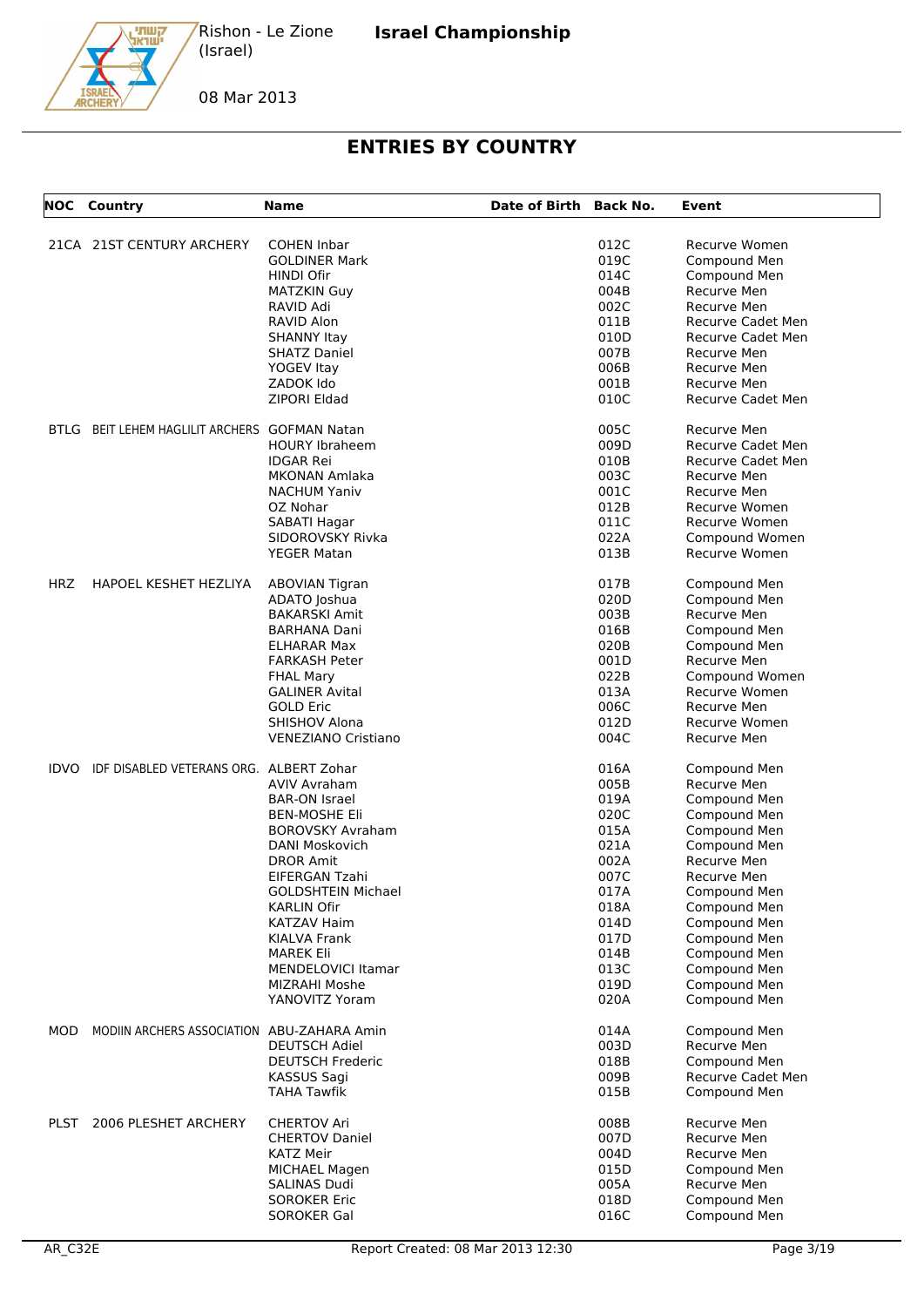Rishon - Le Zione (Israel)

**Israel Championship**

08 Mar 2013

# ENTRIES BY COUNTRY

| NOC | Country | Name | Date of Birth | Back No. | Event |
|---|---|---|---|---|---|
| 21CA | 21ST CENTURY ARCHERY | COHEN Inbar | | 012C | Recurve Women |
| | | GOLDINER Mark | | 019C | Compound Men |
| | | HINDI Ofir | | 014C | Compound Men |
| | | MATZKIN Guy | | 004B | Recurve Men |
| | | RAVID Adi | | 002C | Recurve Men |
| | | RAVID Alon | | 011B | Recurve Cadet Men |
| | | SHANNY Itay | | 010D | Recurve Cadet Men |
| | | SHATZ Daniel | | 007B | Recurve Men |
| | | YOGEV Itay | | 006B | Recurve Men |
| | | ZADOK Ido | | 001B | Recurve Men |
| | | ZIPORI Eldad | | 010C | Recurve Cadet Men |
| BTLG | BEIT LEHEM HAGLILIT ARCHERS | GOFMAN Natan | | 005C | Recurve Men |
| | | HOURY Ibraheem | | 009D | Recurve Cadet Men |
| | | IDGAR Rei | | 010B | Recurve Cadet Men |
| | | MKONAN Amlaka | | 003C | Recurve Men |
| | | NACHUM Yaniv | | 001C | Recurve Men |
| | | OZ Nohar | | 012B | Recurve Women |
| | | SABATI Hagar | | 011C | Recurve Women |
| | | SIDOROVSKY Rivka | | 022A | Compound Women |
| | | YEGER Matan | | 013B | Recurve Women |
| HRZ | HAPOEL KESHET HEZLIYA | ABOVIAN Tigran | | 017B | Compound Men |
| | | ADATO Joshua | | 020D | Compound Men |
| | | BAKARSKI Amit | | 003B | Recurve Men |
| | | BARHANA Dani | | 016B | Compound Men |
| | | ELHARAR Max | | 020B | Compound Men |
| | | FARKASH Peter | | 001D | Recurve Men |
| | | FHAL Mary | | 022B | Compound Women |
| | | GALINER Avital | | 013A | Recurve Women |
| | | GOLD Eric | | 006C | Recurve Men |
| | | SHISHOV Alona | | 012D | Recurve Women |
| | | VENEZIANO Cristiano | | 004C | Recurve Men |
| IDVO | IDF DISABLED VETERANS ORG. | ALBERT Zohar | | 016A | Compound Men |
| | | AVIV Avraham | | 005B | Recurve Men |
| | | BAR-ON Israel | | 019A | Compound Men |
| | | BEN-MOSHE Eli | | 020C | Compound Men |
| | | BOROVSKY Avraham | | 015A | Compound Men |
| | | DANI Moskovich | | 021A | Compound Men |
| | | DROR Amit | | 002A | Recurve Men |
| | | EIFERGAN Tzahi | | 007C | Recurve Men |
| | | GOLDSHTEIN Michael | | 017A | Compound Men |
| | | KARLIN Ofir | | 018A | Compound Men |
| | | KATZAV Haim | | 014D | Compound Men |
| | | KIALVA Frank | | 017D | Compound Men |
| | | MAREK Eli | | 014B | Compound Men |
| | | MENDELOVICI Itamar | | 013C | Compound Men |
| | | MIZRAHI Moshe | | 019D | Compound Men |
| | | YANOVITZ Yoram | | 020A | Compound Men |
| MOD | MODIIN ARCHERS ASSOCIATION | ABU-ZAHARA Amin | | 014A | Compound Men |
| | | DEUTSCH Adiel | | 003D | Recurve Men |
| | | DEUTSCH Frederic | | 018B | Compound Men |
| | | KASSUS Sagi | | 009B | Recurve Cadet Men |
| | | TAHA Tawfik | | 015B | Compound Men |
| PLST | 2006 PLESHET ARCHERY | CHERTOV Ari | | 008B | Recurve Men |
| | | CHERTOV Daniel | | 007D | Recurve Men |
| | | KATZ Meir | | 004D | Recurve Men |
| | | MICHAEL Magen | | 015D | Compound Men |
| | | SALINAS Dudi | | 005A | Recurve Men |
| | | SOROKER Eric | | 018D | Compound Men |
| | | SOROKER Gal | | 016C | Compound Men |

AR_C32E — Report Created: 08 Mar 2013 12:30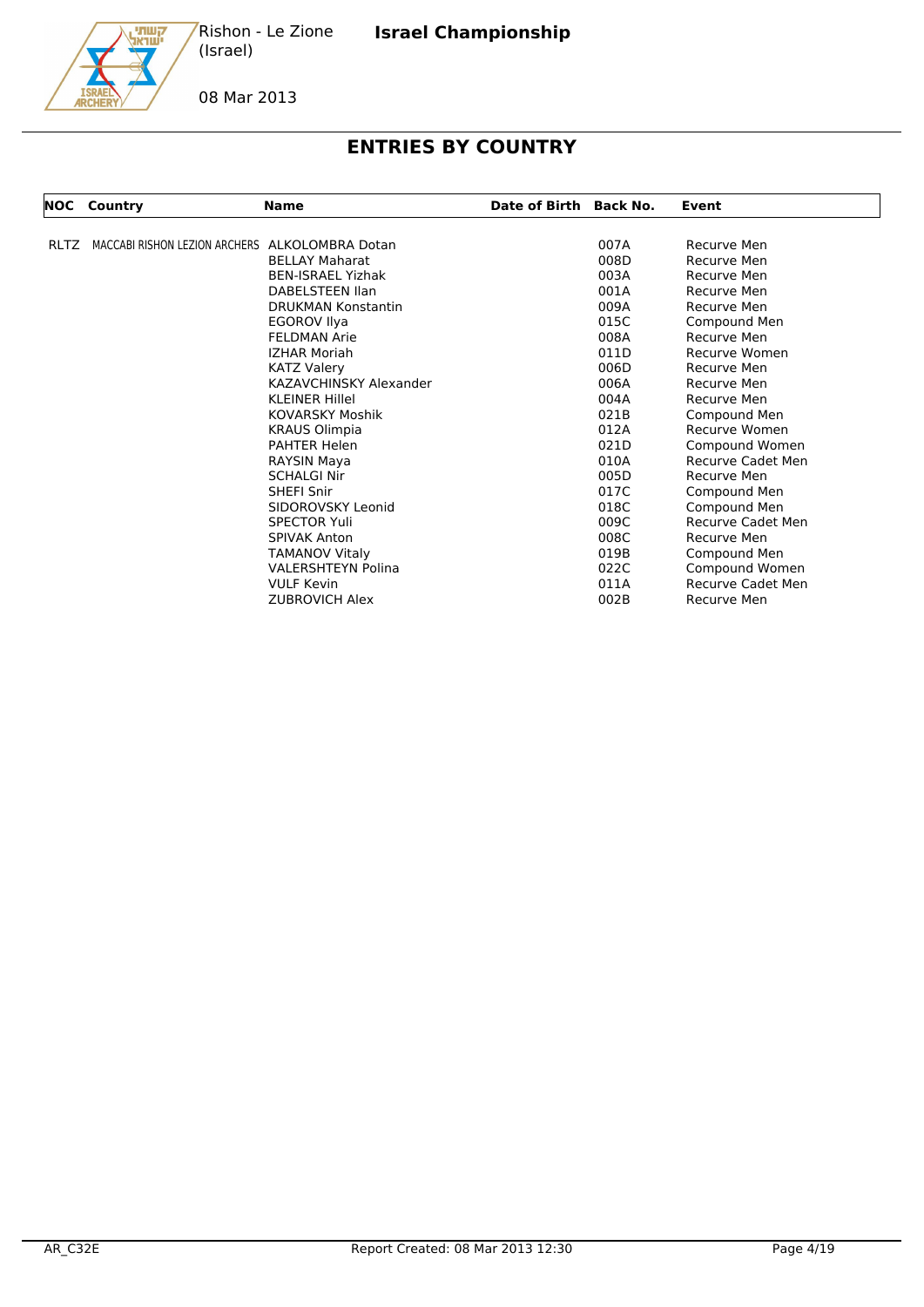Rishon - Le Zione
(Israel)

**Israel Championship**

08 Mar 2013

## ENTRIES BY COUNTRY

| NOC | Country | Name | Date of Birth | Back No. | Event |
|---|---|---|---|---|---|
| RLTZ | MACCABI RISHON LEZION ARCHERS | ALKOLOMBRA Dotan | | 007A | Recurve Men |
| | | BELLAY Maharat | | 008D | Recurve Men |
| | | BEN-ISRAEL Yizhak | | 003A | Recurve Men |
| | | DABELSTEEN Ilan | | 001A | Recurve Men |
| | | DRUKMAN Konstantin | | 009A | Recurve Men |
| | | EGOROV Ilya | | 015C | Compound Men |
| | | FELDMAN Arie | | 008A | Recurve Men |
| | | IZHAR Moriah | | 011D | Recurve Women |
| | | KATZ Valery | | 006D | Recurve Men |
| | | KAZAVCHINSKY Alexander | | 006A | Recurve Men |
| | | KLEINER Hillel | | 004A | Recurve Men |
| | | KOVARSKY Moshik | | 021B | Compound Men |
| | | KRAUS Olimpia | | 012A | Recurve Women |
| | | PAHTER Helen | | 021D | Compound Women |
| | | RAYSIN Maya | | 010A | Recurve Cadet Men |
| | | SCHALGI Nir | | 005D | Recurve Men |
| | | SHEFI Snir | | 017C | Compound Men |
| | | SIDOROVSKY Leonid | | 018C | Compound Men |
| | | SPECTOR Yuli | | 009C | Recurve Cadet Men |
| | | SPIVAK Anton | | 008C | Recurve Men |
| | | TAMANOV Vitaly | | 019B | Compound Men |
| | | VALERSHTEYN Polina | | 022C | Compound Women |
| | | VULF Kevin | | 011A | Recurve Cadet Men |
| | | ZUBROVICH Alex | | 002B | Recurve Men |

AR_C32E Report Created: 08 Mar 2013 12:30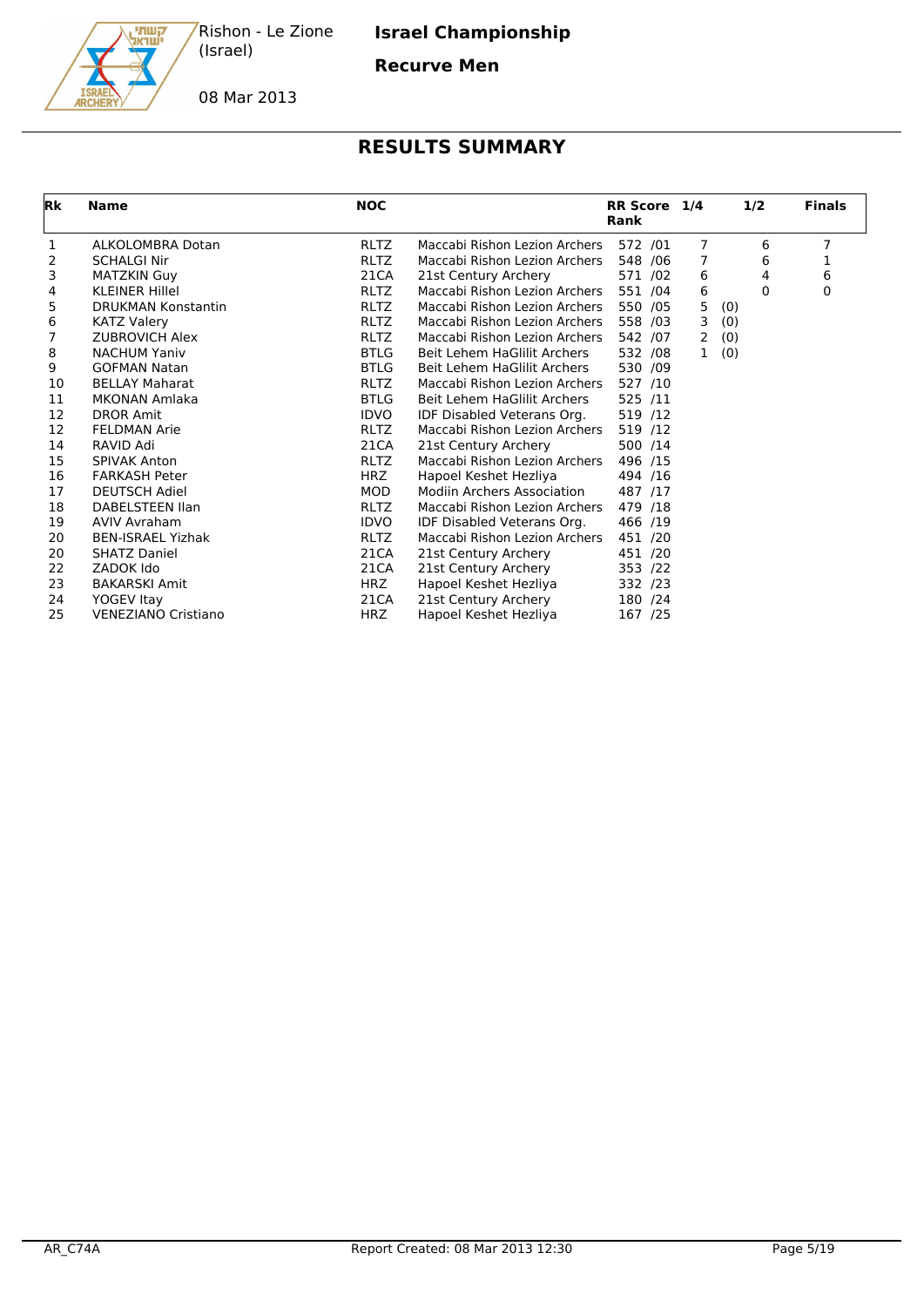Rishon - Le Zione (Israel)

08 Mar 2013

**Israel Championship**

**Recurve Men**

## RESULTS SUMMARY

| Rk | Name | NOC | | RR Score Rank | 1/4 | | 1/2 | Finals |
|---|---|---|---|---|---|---|---|---|
| 1 | ALKOLOMBRA Dotan | RLTZ | Maccabi Rishon Lezion Archers | 572 /01 | 7 | | 6 | 7 |
| 2 | SCHALGI Nir | RLTZ | Maccabi Rishon Lezion Archers | 548 /06 | 7 | | 6 | 1 |
| 3 | MATZKIN Guy | 21CA | 21st Century Archery | 571 /02 | 6 | | 4 | 6 |
| 4 | KLEINER Hillel | RLTZ | Maccabi Rishon Lezion Archers | 551 /04 | 6 | | 0 | 0 |
| 5 | DRUKMAN Konstantin | RLTZ | Maccabi Rishon Lezion Archers | 550 /05 | 5 | (0) | | |
| 6 | KATZ Valery | RLTZ | Maccabi Rishon Lezion Archers | 558 /03 | 3 | (0) | | |
| 7 | ZUBROVICH Alex | RLTZ | Maccabi Rishon Lezion Archers | 542 /07 | 2 | (0) | | |
| 8 | NACHUM Yaniv | BTLG | Beit Lehem HaGlilit Archers | 532 /08 | 1 | (0) | | |
| 9 | GOFMAN Natan | BTLG | Beit Lehem HaGlilit Archers | 530 /09 | | | | |
| 10 | BELLAY Maharat | RLTZ | Maccabi Rishon Lezion Archers | 527 /10 | | | | |
| 11 | MKONAN Amlaka | BTLG | Beit Lehem HaGlilit Archers | 525 /11 | | | | |
| 12 | DROR Amit | IDVO | IDF Disabled Veterans Org. | 519 /12 | | | | |
| 12 | FELDMAN Arie | RLTZ | Maccabi Rishon Lezion Archers | 519 /12 | | | | |
| 14 | RAVID Adi | 21CA | 21st Century Archery | 500 /14 | | | | |
| 15 | SPIVAK Anton | RLTZ | Maccabi Rishon Lezion Archers | 496 /15 | | | | |
| 16 | FARKASH Peter | HRZ | Hapoel Keshet Hezliya | 494 /16 | | | | |
| 17 | DEUTSCH Adiel | MOD | Modiin Archers Association | 487 /17 | | | | |
| 18 | DABELSTEEN Ilan | RLTZ | Maccabi Rishon Lezion Archers | 479 /18 | | | | |
| 19 | AVIV Avraham | IDVO | IDF Disabled Veterans Org. | 466 /19 | | | | |
| 20 | BEN-ISRAEL Yizhak | RLTZ | Maccabi Rishon Lezion Archers | 451 /20 | | | | |
| 20 | SHATZ Daniel | 21CA | 21st Century Archery | 451 /20 | | | | |
| 22 | ZADOK Ido | 21CA | 21st Century Archery | 353 /22 | | | | |
| 23 | BAKARSKI Amit | HRZ | Hapoel Keshet Hezliya | 332 /23 | | | | |
| 24 | YOGEV Itay | 21CA | 21st Century Archery | 180 /24 | | | | |
| 25 | VENEZIANO Cristiano | HRZ | Hapoel Keshet Hezliya | 167 /25 | | | | |

AR_C74A — Report Created: 08 Mar 2013 12:30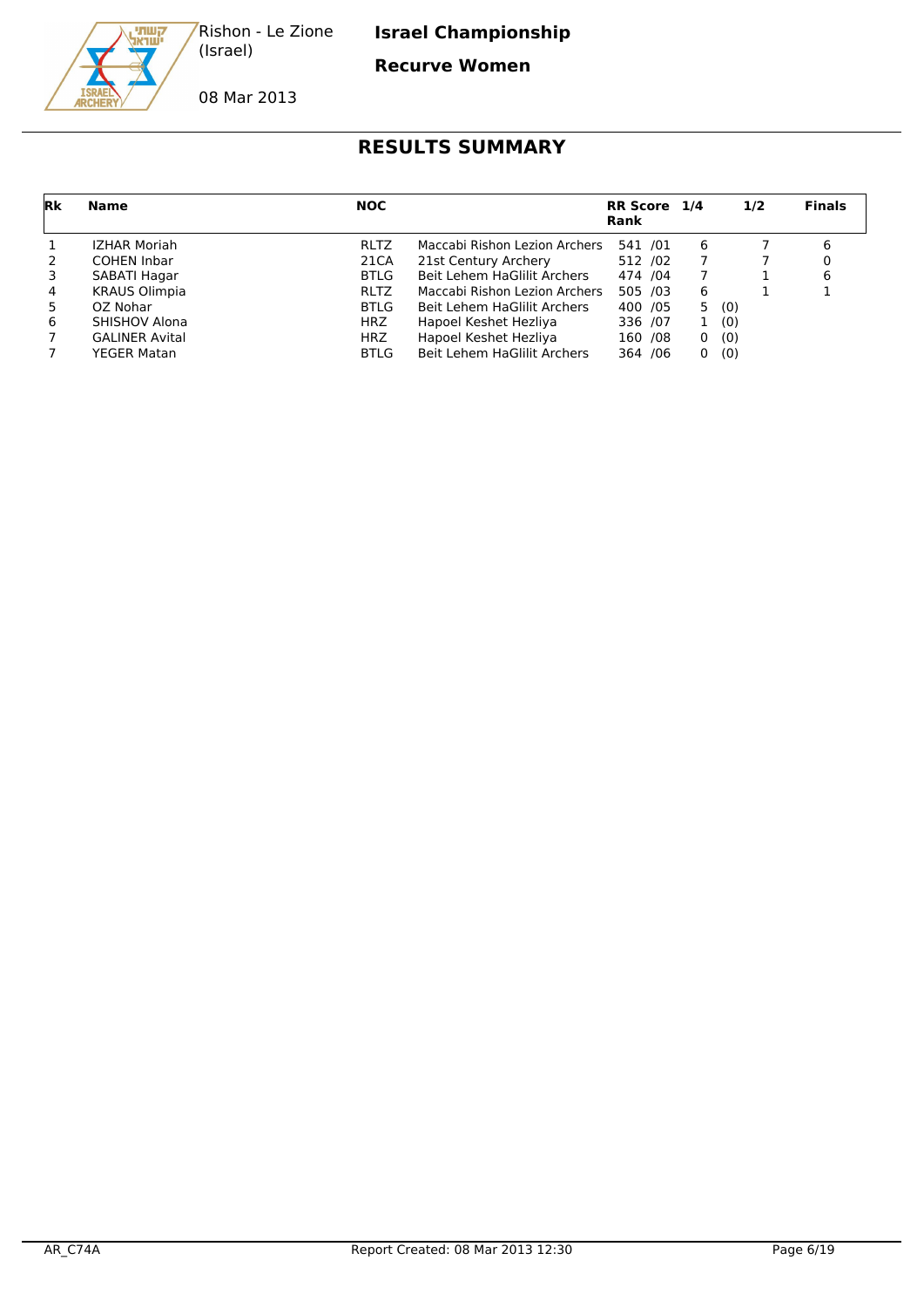Rishon - Le Zione (Israel)

08 Mar 2013

**Israel Championship**

**Recurve Women**

# RESULTS SUMMARY

| Rk | Name | NOC | | RR Score Rank | 1/4 | 1/2 | Finals |
|---|---|---|---|---|---|---|---|
| 1 | IZHAR Moriah | RLTZ | Maccabi Rishon Lezion Archers | 541 /01 | 6 | 7 | 6 |
| 2 | COHEN Inbar | 21CA | 21st Century Archery | 512 /02 | 7 | 7 | 0 |
| 3 | SABATI Hagar | BTLG | Beit Lehem HaGlilit Archers | 474 /04 | 7 | 1 | 6 |
| 4 | KRAUS Olimpia | RLTZ | Maccabi Rishon Lezion Archers | 505 /03 | 6 | 1 | 1 |
| 5 | OZ Nohar | BTLG | Beit Lehem HaGlilit Archers | 400 /05 | 5 (0) | | |
| 6 | SHISHOV Alona | HRZ | Hapoel Keshet Hezliya | 336 /07 | 1 (0) | | |
| 7 | GALINER Avital | HRZ | Hapoel Keshet Hezliya | 160 /08 | 0 (0) | | |
| 7 | YEGER Matan | BTLG | Beit Lehem HaGlilit Archers | 364 /06 | 0 (0) | | |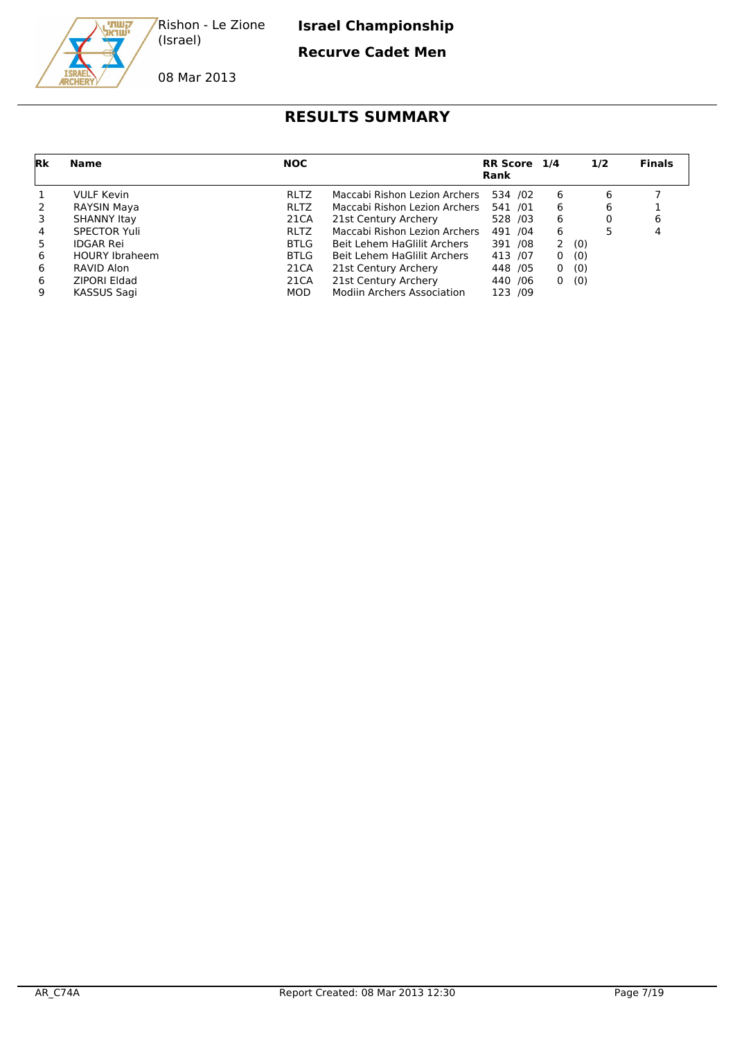Rishon - Le Zione (Israel)

08 Mar 2013

**Israel Championship**

**Recurve Cadet Men**

# RESULTS SUMMARY

| Rk | Name | NOC | | RR Score Rank | 1/4 | | 1/2 | Finals |
|---|---|---|---|---|---|---|---|---|
| 1 | VULF Kevin | RLTZ | Maccabi Rishon Lezion Archers | 534 /02 | 6 | | 6 | 7 |
| 2 | RAYSIN Maya | RLTZ | Maccabi Rishon Lezion Archers | 541 /01 | 6 | | 6 | 1 |
| 3 | SHANNY Itay | 21CA | 21st Century Archery | 528 /03 | 6 | | 0 | 6 |
| 4 | SPECTOR Yuli | RLTZ | Maccabi Rishon Lezion Archers | 491 /04 | 6 | | 5 | 4 |
| 5 | IDGAR Rei | BTLG | Beit Lehem HaGlilit Archers | 391 /08 | 2 | (0) | | |
| 6 | HOURY Ibraheem | BTLG | Beit Lehem HaGlilit Archers | 413 /07 | 0 | (0) | | |
| 6 | RAVID Alon | 21CA | 21st Century Archery | 448 /05 | 0 | (0) | | |
| 6 | ZIPORI Eldad | 21CA | 21st Century Archery | 440 /06 | 0 | (0) | | |
| 9 | KASSUS Sagi | MOD | Modiin Archers Association | 123 /09 | | | | |

AR_C74A Report Created: 08 Mar 2013 12:30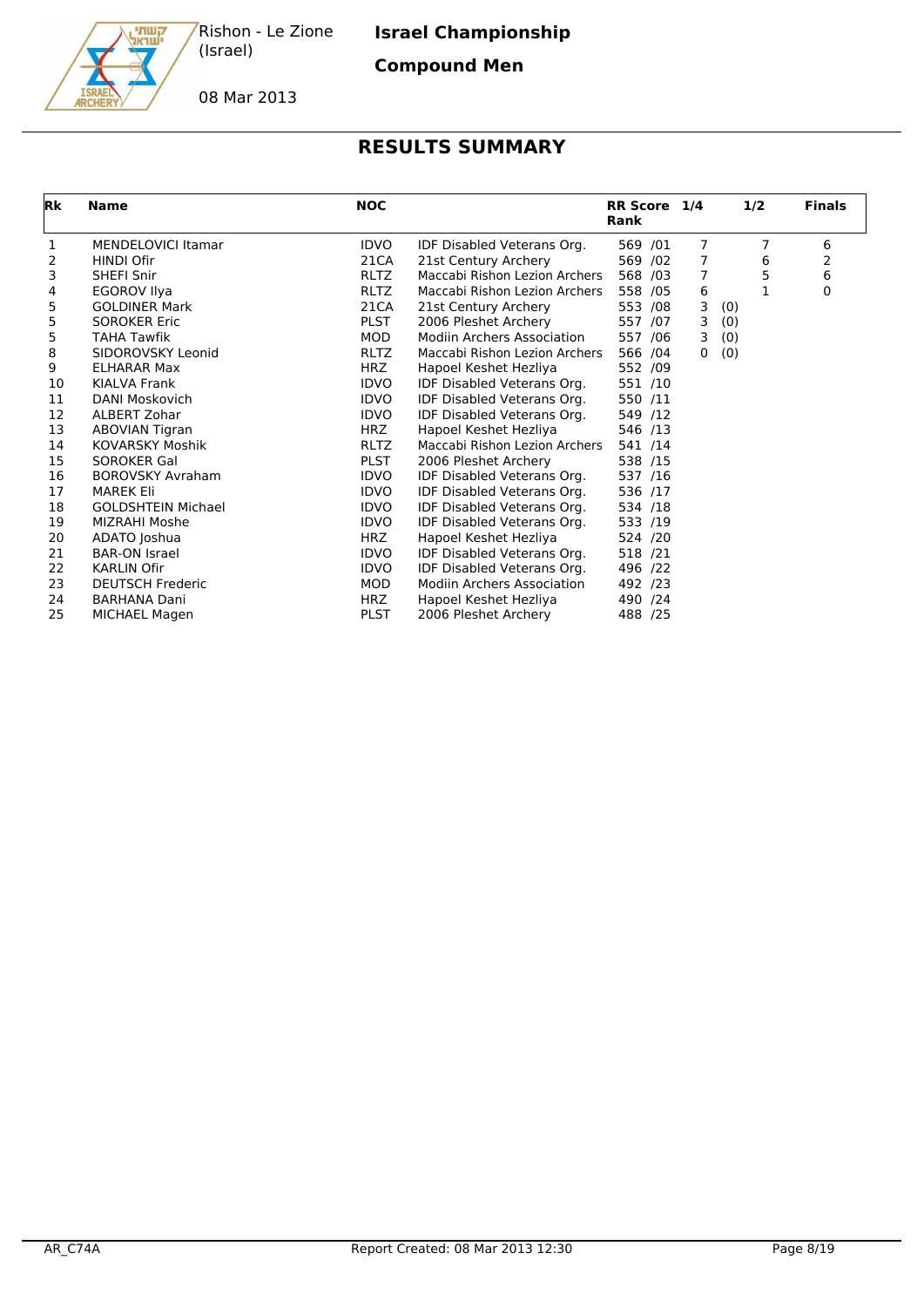Rishon - Le Zione (Israel)

08 Mar 2013

**Israel Championship**

**Compound Men**

# RESULTS SUMMARY

| Rk | Name | NOC | | RR Score Rank | 1/4 | | 1/2 | Finals |
|---|---|---|---|---|---|---|---|---|
| 1 | MENDELOVICI Itamar | IDVO | IDF Disabled Veterans Org. | 569 /01 | 7 | | 7 | 6 |
| 2 | HINDI Ofir | 21CA | 21st Century Archery | 569 /02 | 7 | | 6 | 2 |
| 3 | SHEFI Snir | RLTZ | Maccabi Rishon Lezion Archers | 568 /03 | 7 | | 5 | 6 |
| 4 | EGOROV Ilya | RLTZ | Maccabi Rishon Lezion Archers | 558 /05 | 6 | | 1 | 0 |
| 5 | GOLDINER Mark | 21CA | 21st Century Archery | 553 /08 | 3 | (0) | | |
| 5 | SOROKER Eric | PLST | 2006 Pleshet Archery | 557 /07 | 3 | (0) | | |
| 5 | TAHA Tawfik | MOD | Modiin Archers Association | 557 /06 | 3 | (0) | | |
| 8 | SIDOROVSKY Leonid | RLTZ | Maccabi Rishon Lezion Archers | 566 /04 | 0 | (0) | | |
| 9 | ELHARAR Max | HRZ | Hapoel Keshet Hezliya | 552 /09 | | | | |
| 10 | KIALVA Frank | IDVO | IDF Disabled Veterans Org. | 551 /10 | | | | |
| 11 | DANI Moskovich | IDVO | IDF Disabled Veterans Org. | 550 /11 | | | | |
| 12 | ALBERT Zohar | IDVO | IDF Disabled Veterans Org. | 549 /12 | | | | |
| 13 | ABOVIAN Tigran | HRZ | Hapoel Keshet Hezliya | 546 /13 | | | | |
| 14 | KOVARSKY Moshik | RLTZ | Maccabi Rishon Lezion Archers | 541 /14 | | | | |
| 15 | SOROKER Gal | PLST | 2006 Pleshet Archery | 538 /15 | | | | |
| 16 | BOROVSKY Avraham | IDVO | IDF Disabled Veterans Org. | 537 /16 | | | | |
| 17 | MAREK Eli | IDVO | IDF Disabled Veterans Org. | 536 /17 | | | | |
| 18 | GOLDSHTEIN Michael | IDVO | IDF Disabled Veterans Org. | 534 /18 | | | | |
| 19 | MIZRAHI Moshe | IDVO | IDF Disabled Veterans Org. | 533 /19 | | | | |
| 20 | ADATO Joshua | HRZ | Hapoel Keshet Hezliya | 524 /20 | | | | |
| 21 | BAR-ON Israel | IDVO | IDF Disabled Veterans Org. | 518 /21 | | | | |
| 22 | KARLIN Ofir | IDVO | IDF Disabled Veterans Org. | 496 /22 | | | | |
| 23 | DEUTSCH Frederic | MOD | Modiin Archers Association | 492 /23 | | | | |
| 24 | BARHANA Dani | HRZ | Hapoel Keshet Hezliya | 490 /24 | | | | |
| 25 | MICHAEL Magen | PLST | 2006 Pleshet Archery | 488 /25 | | | | |

AR_C74A Report Created: 08 Mar 2013 12:30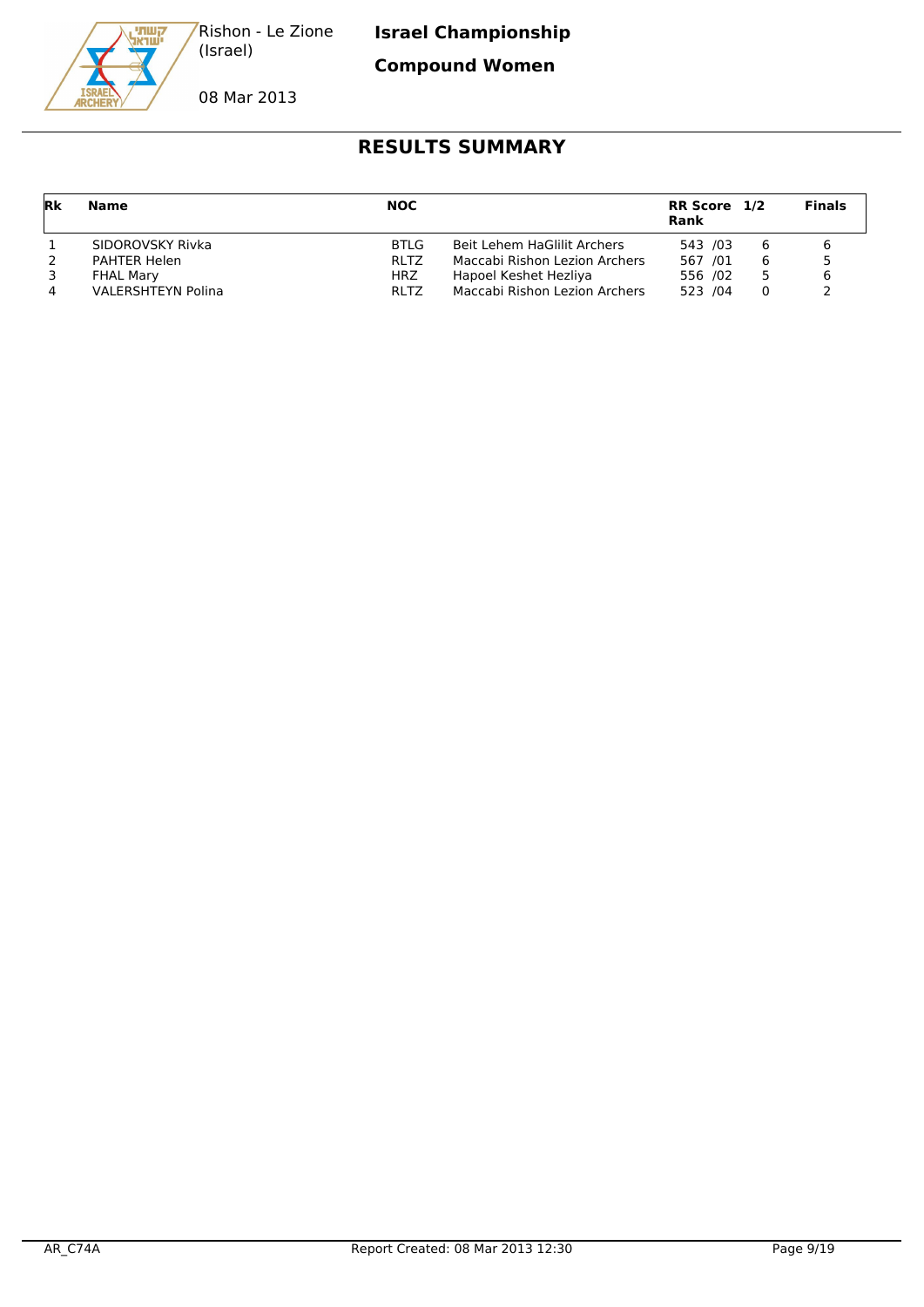Rishon - Le Zione (Israel)

08 Mar 2013

**Israel Championship**

**Compound Women**

## RESULTS SUMMARY

| Rk | Name | NOC | | RR Score Rank | 1/2 | Finals |
|---|---|---|---|---|---|---|
| 1 | SIDOROVSKY Rivka | BTLG | Beit Lehem HaGlilit Archers | 543 /03 | 6 | 6 |
| 2 | PAHTER Helen | RLTZ | Maccabi Rishon Lezion Archers | 567 /01 | 6 | 5 |
| 3 | FHAL Mary | HRZ | Hapoel Keshet Hezliya | 556 /02 | 5 | 6 |
| 4 | VALERSHTEYN Polina | RLTZ | Maccabi Rishon Lezion Archers | 523 /04 | 0 | 2 |

AR_C74A Report Created: 08 Mar 2013 12:30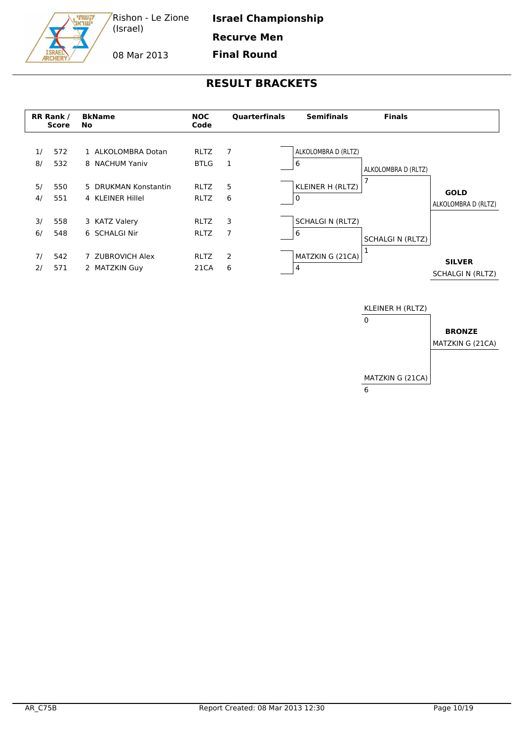Rishon - Le Zione (Israel)

08 Mar 2013

**Israel Championship**

**Recurve Men**

**Final Round**

## RESULT BRACKETS

| RR Rank / Score | | BkNo | Name | NOC Code | Quarterfinals |
|---|---|---|---|---|---|
| 1/ | 572 | 1 | ALKOLOMBRA Dotan | RLTZ | 7 |
| 8/ | 532 | 8 | NACHUM Yaniv | BTLG | 1 |
| 5/ | 550 | 5 | DRUKMAN Konstantin | RLTZ | 5 |
| 4/ | 551 | 4 | KLEINER Hillel | RLTZ | 6 |
| 3/ | 558 | 3 | KATZ Valery | RLTZ | 3 |
| 6/ | 548 | 6 | SCHALGI Nir | RLTZ | 7 |
| 7/ | 542 | 7 | ZUBROVICH Alex | RLTZ | 2 |
| 2/ | 571 | 2 | MATZKIN Guy | 21CA | 6 |

**Semifinals**

| Athlete | Score |
|---|---|
| ALKOLOMBRA D (RLTZ) | 6 |
| KLEINER H (RLTZ) | 0 |
| SCHALGI N (RLTZ) | 6 |
| MATZKIN G (21CA) | 4 |

**Finals**

| Athlete | Score |
|---|---|
| ALKOLOMBRA D (RLTZ) | 7 |
| SCHALGI N (RLTZ) | 1 |

**GOLD**
ALKOLOMBRA D (RLTZ)

**SILVER**
SCHALGI N (RLTZ)

**Bronze Match**

| Athlete | Score |
|---|---|
| KLEINER H (RLTZ) | 0 |
| MATZKIN G (21CA) | 6 |

**BRONZE**
MATZKIN G (21CA)

AR_C75B

Report Created: 08 Mar 2013 12:30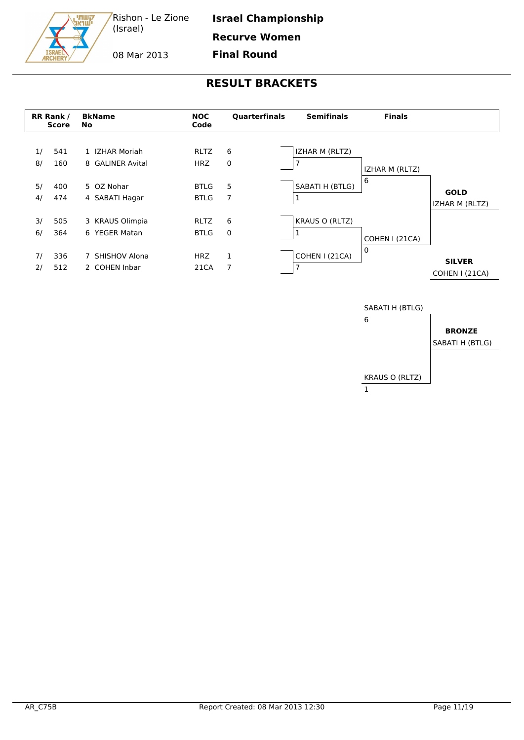Rishon - Le Zione (Israel)

08 Mar 2013

**Israel Championship**

**Recurve Women**

**Final Round**

## RESULT BRACKETS

| RR Rank / | Score | BkName No | | NOC Code | Quarterfinals |
|---|---|---|---|---|---|
| 1/ | 541 | 1 | IZHAR Moriah | RLTZ | 6 |
| 8/ | 160 | 8 | GALINER Avital | HRZ | 0 |
| 5/ | 400 | 5 | OZ Nohar | BTLG | 5 |
| 4/ | 474 | 4 | SABATI Hagar | BTLG | 7 |
| 3/ | 505 | 3 | KRAUS Olimpia | RLTZ | 6 |
| 6/ | 364 | 6 | YEGER Matan | BTLG | 0 |
| 7/ | 336 | 7 | SHISHOV Alona | HRZ | 1 |
| 2/ | 512 | 2 | COHEN Inbar | 21CA | 7 |

**Semifinals**

| Athlete | Score |
|---|---|
| IZHAR M (RLTZ) | 7 |
| SABATI H (BTLG) | 1 |
| KRAUS O (RLTZ) | 1 |
| COHEN I (21CA) | 7 |

**Finals**

| Athlete | Score |
|---|---|
| IZHAR M (RLTZ) | 6 |
| COHEN I (21CA) | 0 |

**GOLD**: IZHAR M (RLTZ)

**SILVER**: COHEN I (21CA)

**Bronze Match**

| Athlete | Score |
|---|---|
| SABATI H (BTLG) | 6 |
| KRAUS O (RLTZ) | 1 |

**BRONZE**: SABATI H (BTLG)

AR_C75B

Report Created: 08 Mar 2013 12:30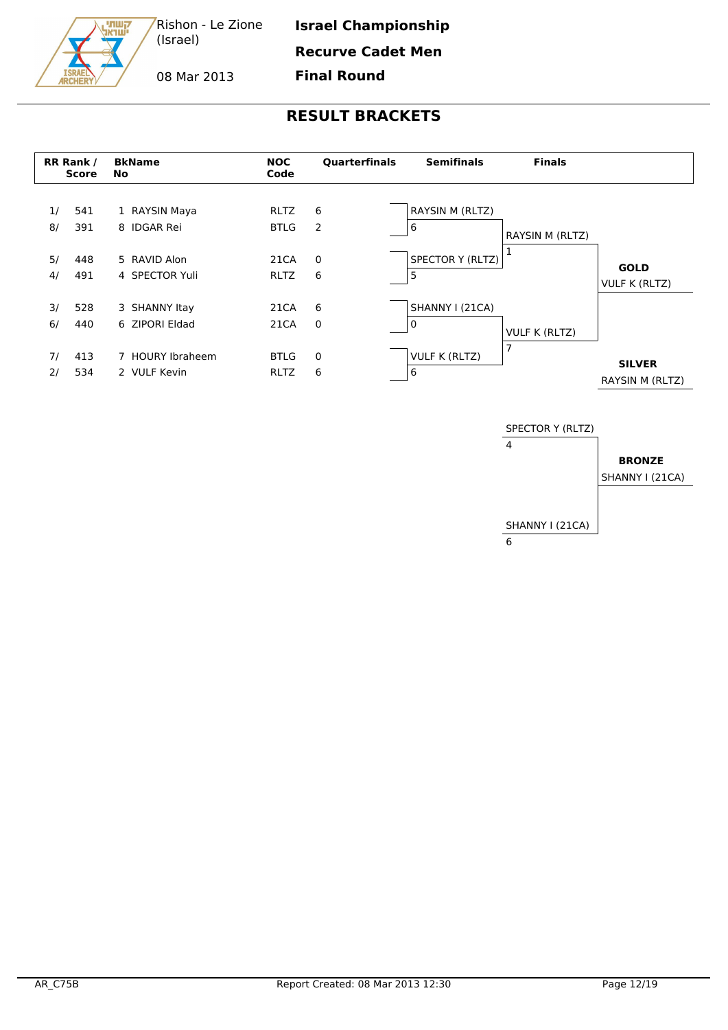Rishon - Le Zione (Israel)

08 Mar 2013

**Israel Championship**

**Recurve Cadet Men**

**Final Round**

## RESULT BRACKETS

| RR Rank / Score | | BkName No | NOC Code | Quarterfinals |
|---|---|---|---|---|
| 1/ | 541 | 1 RAYSIN Maya | RLTZ | 6 |
| 8/ | 391 | 8 IDGAR Rei | BTLG | 2 |
| 5/ | 448 | 5 RAVID Alon | 21CA | 0 |
| 4/ | 491 | 4 SPECTOR Yuli | RLTZ | 6 |
| 3/ | 528 | 3 SHANNY Itay | 21CA | 6 |
| 6/ | 440 | 6 ZIPORI Eldad | 21CA | 0 |
| 7/ | 413 | 7 HOURY Ibraheem | BTLG | 0 |
| 2/ | 534 | 2 VULF Kevin | RLTZ | 6 |

**Semifinals**

| Athlete | Score |
|---|---|
| RAYSIN M (RLTZ) | 6 |
| SPECTOR Y (RLTZ) | 5 |
| SHANNY I (21CA) | 0 |
| VULF K (RLTZ) | 6 |

**Finals**

| Athlete | Score |
|---|---|
| RAYSIN M (RLTZ) | 1 |
| VULF K (RLTZ) | 7 |

**Bronze Match**

| Athlete | Score |
|---|---|
| SPECTOR Y (RLTZ) | 4 |
| SHANNY I (21CA) | 6 |

**GOLD** VULF K (RLTZ)

**SILVER** RAYSIN M (RLTZ)

**BRONZE** SHANNY I (21CA)

AR_C75B

Report Created: 08 Mar 2013 12:30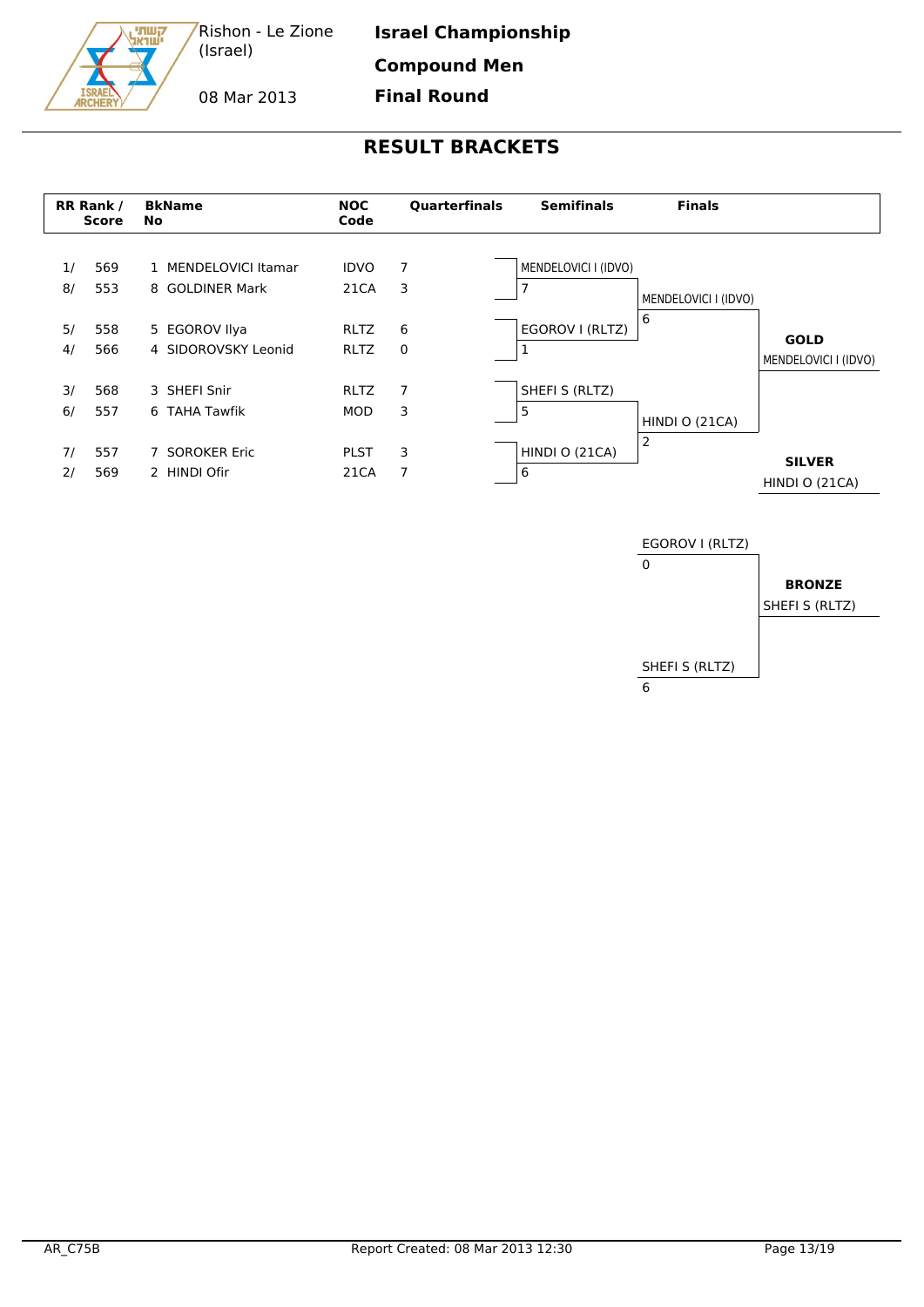Rishon - Le Zione (Israel)

08 Mar 2013

**Israel Championship**

**Compound Men**

**Final Round**

# RESULT BRACKETS

| RR Rank / Score | | BkName No | | NOC Code | Quarterfinals |
|---|---|---|---|---|---|
| 1/ | 569 | 1 | MENDELOVICI Itamar | IDVO | 7 |
| 8/ | 553 | 8 | GOLDINER Mark | 21CA | 3 |
| 5/ | 558 | 5 | EGOROV Ilya | RLTZ | 6 |
| 4/ | 566 | 4 | SIDOROVSKY Leonid | RLTZ | 0 |
| 3/ | 568 | 3 | SHEFI Snir | RLTZ | 7 |
| 6/ | 557 | 6 | TAHA Tawfik | MOD | 3 |
| 7/ | 557 | 7 | SOROKER Eric | PLST | 3 |
| 2/ | 569 | 2 | HINDI Ofir | 21CA | 7 |

**Semifinals**

| Athlete | Score |
|---|---|
| MENDELOVICI I (IDVO) | 7 |
| EGOROV I (RLTZ) | 1 |
| SHEFI S (RLTZ) | 5 |
| HINDI O (21CA) | 6 |

**Finals**

| Athlete | Score |
|---|---|
| MENDELOVICI I (IDVO) | 6 |
| HINDI O (21CA) | 2 |

**GOLD**
MENDELOVICI I (IDVO)

**SILVER**
HINDI O (21CA)

**Bronze Match**

| Athlete | Score |
|---|---|
| EGOROV I (RLTZ) | 0 |
| SHEFI S (RLTZ) | 6 |

**BRONZE**
SHEFI S (RLTZ)

AR_C75B

Report Created: 08 Mar 2013 12:30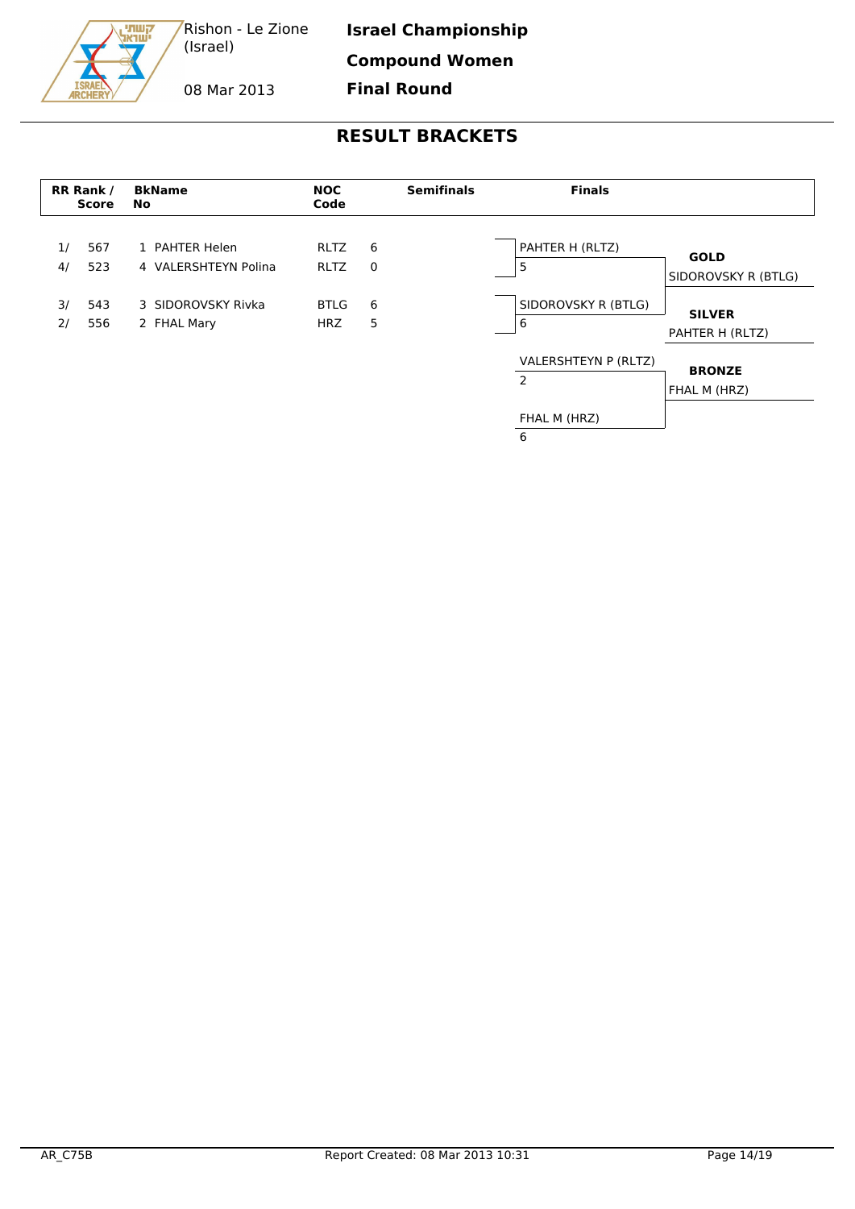Rishon - Le Zione (Israel)

08 Mar 2013

**Israel Championship**

**Compound Women**

**Final Round**

## RESULT BRACKETS

| RR Rank / | Score | BkName No | | NOC Code | Semifinals |
|---|---|---|---|---|---|
| 1/ | 567 | 1 | PAHTER Helen | RLTZ | 6 |
| 4/ | 523 | 4 | VALERSHTEYN Polina | RLTZ | 0 |
| 3/ | 543 | 3 | SIDOROVSKY Rivka | BTLG | 6 |
| 2/ | 556 | 2 | FHAL Mary | HRZ | 5 |

**Finals**

| Finals | Score | Medal | Winner |
|---|---|---|---|
| PAHTER H (RLTZ) | 5 | **GOLD** | SIDOROVSKY R (BTLG) |
| SIDOROVSKY R (BTLG) | 6 | **SILVER** | PAHTER H (RLTZ) |
| VALERSHTEYN P (RLTZ) | 2 | **BRONZE** | FHAL M (HRZ) |
| FHAL M (HRZ) | 6 | | |

AR_C75B

Report Created: 08 Mar 2013 10:31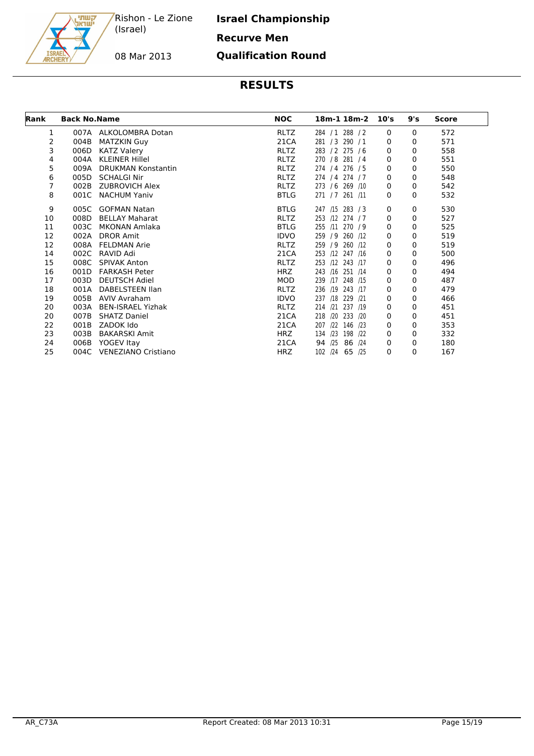Rishon - Le Zione (Israel)

08 Mar 2013

**Israel Championship**

**Recurve Men**

**Qualification Round**

# RESULTS

| Rank | Back No. | Name | NOC | 18m-1 | 18m-2 | 10's | 9's | Score |
|---|---|---|---|---|---|---|---|---|
| 1 | 007A | ALKOLOMBRA Dotan | RLTZ | 284 / 1 | 288 / 2 | 0 | 0 | 572 |
| 2 | 004B | MATZKIN Guy | 21CA | 281 / 3 | 290 / 1 | 0 | 0 | 571 |
| 3 | 006D | KATZ Valery | RLTZ | 283 / 2 | 275 / 6 | 0 | 0 | 558 |
| 4 | 004A | KLEINER Hillel | RLTZ | 270 / 8 | 281 / 4 | 0 | 0 | 551 |
| 5 | 009A | DRUKMAN Konstantin | RLTZ | 274 / 4 | 276 / 5 | 0 | 0 | 550 |
| 6 | 005D | SCHALGI Nir | RLTZ | 274 / 4 | 274 / 7 | 0 | 0 | 548 |
| 7 | 002B | ZUBROVICH Alex | RLTZ | 273 / 6 | 269 /10 | 0 | 0 | 542 |
| 8 | 001C | NACHUM Yaniv | BTLG | 271 / 7 | 261 /11 | 0 | 0 | 532 |
| 9 | 005C | GOFMAN Natan | BTLG | 247 /15 | 283 / 3 | 0 | 0 | 530 |
| 10 | 008D | BELLAY Maharat | RLTZ | 253 /12 | 274 / 7 | 0 | 0 | 527 |
| 11 | 003C | MKONAN Amlaka | BTLG | 255 /11 | 270 / 9 | 0 | 0 | 525 |
| 12 | 002A | DROR Amit | IDVO | 259 / 9 | 260 /12 | 0 | 0 | 519 |
| 12 | 008A | FELDMAN Arie | RLTZ | 259 / 9 | 260 /12 | 0 | 0 | 519 |
| 14 | 002C | RAVID Adi | 21CA | 253 /12 | 247 /16 | 0 | 0 | 500 |
| 15 | 008C | SPIVAK Anton | RLTZ | 253 /12 | 243 /17 | 0 | 0 | 496 |
| 16 | 001D | FARKASH Peter | HRZ | 243 /16 | 251 /14 | 0 | 0 | 494 |
| 17 | 003D | DEUTSCH Adiel | MOD | 239 /17 | 248 /15 | 0 | 0 | 487 |
| 18 | 001A | DABELSTEEN Ilan | RLTZ | 236 /19 | 243 /17 | 0 | 0 | 479 |
| 19 | 005B | AVIV Avraham | IDVO | 237 /18 | 229 /21 | 0 | 0 | 466 |
| 20 | 003A | BEN-ISRAEL Yizhak | RLTZ | 214 /21 | 237 /19 | 0 | 0 | 451 |
| 20 | 007B | SHATZ Daniel | 21CA | 218 /20 | 233 /20 | 0 | 0 | 451 |
| 22 | 001B | ZADOK Ido | 21CA | 207 /22 | 146 /23 | 0 | 0 | 353 |
| 23 | 003B | BAKARSKI Amit | HRZ | 134 /23 | 198 /22 | 0 | 0 | 332 |
| 24 | 006B | YOGEV Itay | 21CA | 94 /25 | 86 /24 | 0 | 0 | 180 |
| 25 | 004C | VENEZIANO Cristiano | HRZ | 102 /24 | 65 /25 | 0 | 0 | 167 |

AR_C73A — Report Created: 08 Mar 2013 10:31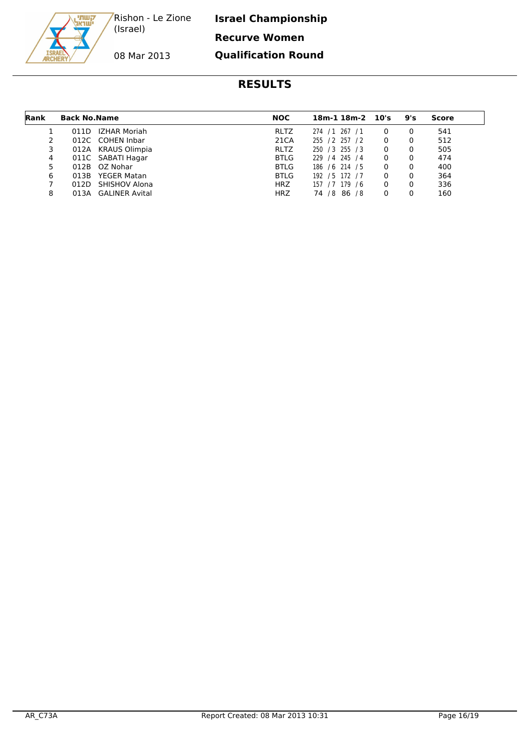Rishon - Le Zione (Israel)

08 Mar 2013

**Israel Championship**

**Recurve Women**

**Qualification Round**

## RESULTS

| Rank | Back No. | Name | NOC | 18m-1 | 18m-2 | 10's | 9's | Score |
|---|---|---|---|---|---|---|---|---|
| 1 | 011D | IZHAR Moriah | RLTZ | 274 / 1 | 267 / 1 | 0 | 0 | 541 |
| 2 | 012C | COHEN Inbar | 21CA | 255 / 2 | 257 / 2 | 0 | 0 | 512 |
| 3 | 012A | KRAUS Olimpia | RLTZ | 250 / 3 | 255 / 3 | 0 | 0 | 505 |
| 4 | 011C | SABATI Hagar | BTLG | 229 / 4 | 245 / 4 | 0 | 0 | 474 |
| 5 | 012B | OZ Nohar | BTLG | 186 / 6 | 214 / 5 | 0 | 0 | 400 |
| 6 | 013B | YEGER Matan | BTLG | 192 / 5 | 172 / 7 | 0 | 0 | 364 |
| 7 | 012D | SHISHOV Alona | HRZ | 157 / 7 | 179 / 6 | 0 | 0 | 336 |
| 8 | 013A | GALINER Avital | HRZ | 74 / 8 | 86 / 8 | 0 | 0 | 160 |

AR_C73A

Report Created: 08 Mar 2013 10:31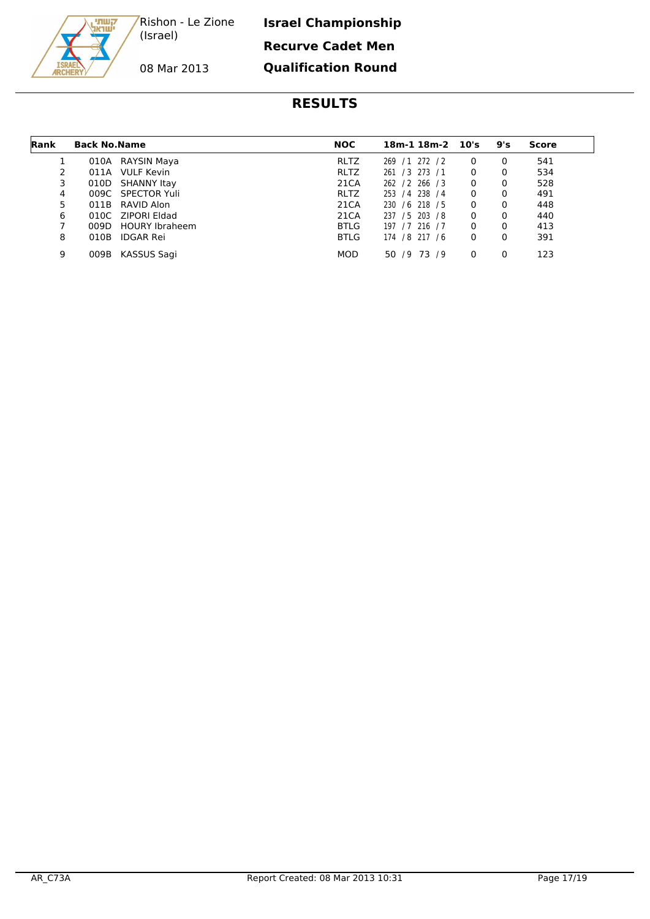Rishon - Le Zione (Israel)

08 Mar 2013

# Israel Championship

## Recurve Cadet Men

## Qualification Round

## RESULTS

| Rank | Back No. | Name | NOC | 18m-1 | 18m-2 | 10's | 9's | Score |
|---|---|---|---|---|---|---|---|---|
| 1 | 010A | RAYSIN Maya | RLTZ | 269 / 1 | 272 / 2 | 0 | 0 | 541 |
| 2 | 011A | VULF Kevin | RLTZ | 261 / 3 | 273 / 1 | 0 | 0 | 534 |
| 3 | 010D | SHANNY Itay | 21CA | 262 / 2 | 266 / 3 | 0 | 0 | 528 |
| 4 | 009C | SPECTOR Yuli | RLTZ | 253 / 4 | 238 / 4 | 0 | 0 | 491 |
| 5 | 011B | RAVID Alon | 21CA | 230 / 6 | 218 / 5 | 0 | 0 | 448 |
| 6 | 010C | ZIPORI Eldad | 21CA | 237 / 5 | 203 / 8 | 0 | 0 | 440 |
| 7 | 009D | HOURY Ibraheem | BTLG | 197 / 7 | 216 / 7 | 0 | 0 | 413 |
| 8 | 010B | IDGAR Rei | BTLG | 174 / 8 | 217 / 6 | 0 | 0 | 391 |
| 9 | 009B | KASSUS Sagi | MOD | 50 / 9 | 73 / 9 | 0 | 0 | 123 |

AR_C73A Report Created: 08 Mar 2013 10:31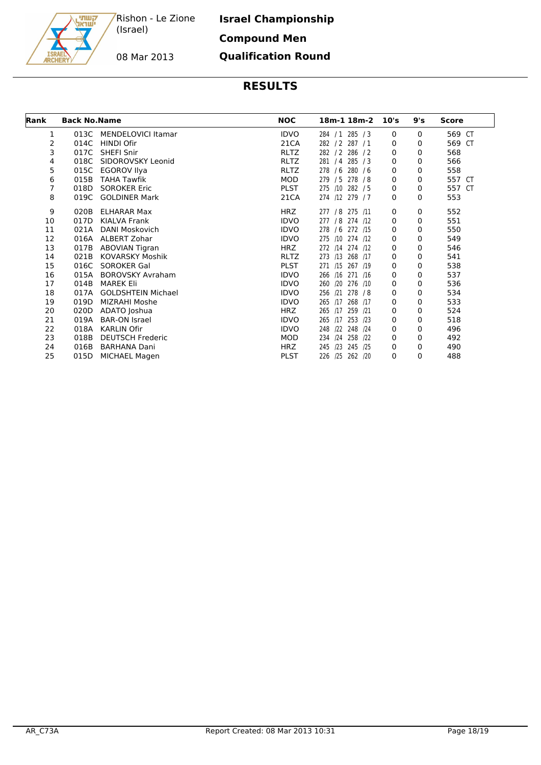Rishon - Le Zione (Israel)

08 Mar 2013

**Israel Championship**

**Compound Men**

**Qualification Round**

## RESULTS

| Rank | Back No. | Name | NOC | 18m-1 | 18m-2 | 10's | 9's | Score |
|---|---|---|---|---|---|---|---|---|
| 1 | 013C | MENDELOVICI Itamar | IDVO | 284 / 1 | 285 / 3 | 0 | 0 | 569 CT |
| 2 | 014C | HINDI Ofir | 21CA | 282 / 2 | 287 / 1 | 0 | 0 | 569 CT |
| 3 | 017C | SHEFI Snir | RLTZ | 282 / 2 | 286 / 2 | 0 | 0 | 568 |
| 4 | 018C | SIDOROVSKY Leonid | RLTZ | 281 / 4 | 285 / 3 | 0 | 0 | 566 |
| 5 | 015C | EGOROV Ilya | RLTZ | 278 / 6 | 280 / 6 | 0 | 0 | 558 |
| 6 | 015B | TAHA Tawfik | MOD | 279 / 5 | 278 / 8 | 0 | 0 | 557 CT |
| 7 | 018D | SOROKER Eric | PLST | 275 /10 | 282 / 5 | 0 | 0 | 557 CT |
| 8 | 019C | GOLDINER Mark | 21CA | 274 /12 | 279 / 7 | 0 | 0 | 553 |
| 9 | 020B | ELHARAR Max | HRZ | 277 / 8 | 275 /11 | 0 | 0 | 552 |
| 10 | 017D | KIALVA Frank | IDVO | 277 / 8 | 274 /12 | 0 | 0 | 551 |
| 11 | 021A | DANI Moskovich | IDVO | 278 / 6 | 272 /15 | 0 | 0 | 550 |
| 12 | 016A | ALBERT Zohar | IDVO | 275 /10 | 274 /12 | 0 | 0 | 549 |
| 13 | 017B | ABOVIAN Tigran | HRZ | 272 /14 | 274 /12 | 0 | 0 | 546 |
| 14 | 021B | KOVARSKY Moshik | RLTZ | 273 /13 | 268 /17 | 0 | 0 | 541 |
| 15 | 016C | SOROKER Gal | PLST | 271 /15 | 267 /19 | 0 | 0 | 538 |
| 16 | 015A | BOROVSKY Avraham | IDVO | 266 /16 | 271 /16 | 0 | 0 | 537 |
| 17 | 014B | MAREK Eli | IDVO | 260 /20 | 276 /10 | 0 | 0 | 536 |
| 18 | 017A | GOLDSHTEIN Michael | IDVO | 256 /21 | 278 / 8 | 0 | 0 | 534 |
| 19 | 019D | MIZRAHI Moshe | IDVO | 265 /17 | 268 /17 | 0 | 0 | 533 |
| 20 | 020D | ADATO Joshua | HRZ | 265 /17 | 259 /21 | 0 | 0 | 524 |
| 21 | 019A | BAR-ON Israel | IDVO | 265 /17 | 253 /23 | 0 | 0 | 518 |
| 22 | 018A | KARLIN Ofir | IDVO | 248 /22 | 248 /24 | 0 | 0 | 496 |
| 23 | 018B | DEUTSCH Frederic | MOD | 234 /24 | 258 /22 | 0 | 0 | 492 |
| 24 | 016B | BARHANA Dani | HRZ | 245 /23 | 245 /25 | 0 | 0 | 490 |
| 25 | 015D | MICHAEL Magen | PLST | 226 /25 | 262 /20 | 0 | 0 | 488 |

AR_C73A Report Created: 08 Mar 2013 10:31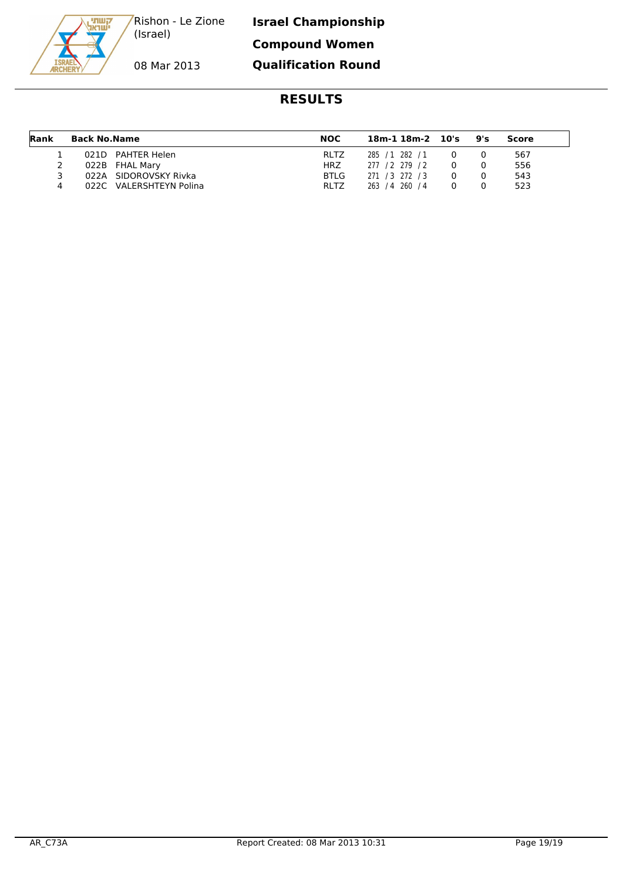Rishon - Le Zione (Israel)

08 Mar 2013

**Israel Championship**

**Compound Women**

**Qualification Round**

## RESULTS

| Rank | Back No. | Name | NOC | 18m-1 | 18m-2 | 10's | 9's | Score |
|---|---|---|---|---|---|---|---|---|
| 1 | 021D | PAHTER Helen | RLTZ | 285 / 1 | 282 / 1 | 0 | 0 | 567 |
| 2 | 022B | FHAL Mary | HRZ | 277 / 2 | 279 / 2 | 0 | 0 | 556 |
| 3 | 022A | SIDOROVSKY Rivka | BTLG | 271 / 3 | 272 / 3 | 0 | 0 | 543 |
| 4 | 022C | VALERSHTEYN Polina | RLTZ | 263 / 4 | 260 / 4 | 0 | 0 | 523 |

AR_C73A

Report Created: 08 Mar 2013 10:31